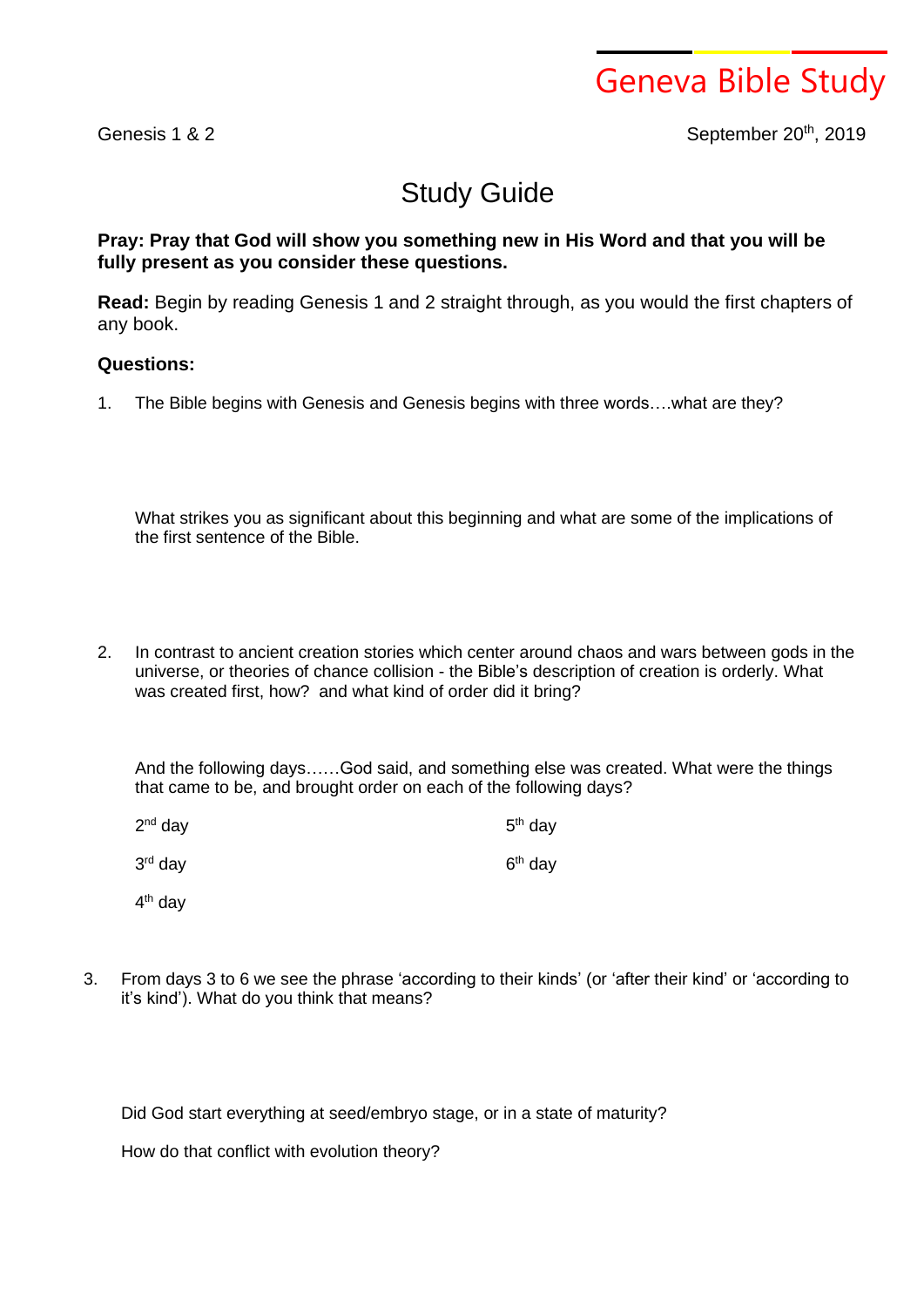# Geneva Bible Study

Genesis 1 & 2

September 20th, 2019

## Study Guide

**Pray: Pray that God will show you something new in His Word and that you will be fully present as you consider these questions.**

**Read:** Begin by reading Genesis 1 and 2 straight through, as you would the first chapters of any book.

**Questions:**

1. The Bible begins with Genesis and Genesis begins with three words….what are they?

   What strikes you as significant about this beginning and what are some of the implications of the first sentence of the Bible.

2. In contrast to ancient creation stories which center around chaos and wars between gods in the universe, or theories of chance collision - the Bible's description of creation is orderly. What was created first, how? and what kind of order did it bring?

   And the following days……God said, and something else was created. What were the things that came to be, and brought order on each of the following days?

   2nd day

   3rd day

   4th day

   5th day

   6th day

3. From days 3 to 6 we see the phrase 'according to their kinds' (or 'after their kind' or 'according to it's kind'). What do you think that means?

   Did God start everything at seed/embryo stage, or in a state of maturity?

   How do that conflict with evolution theory?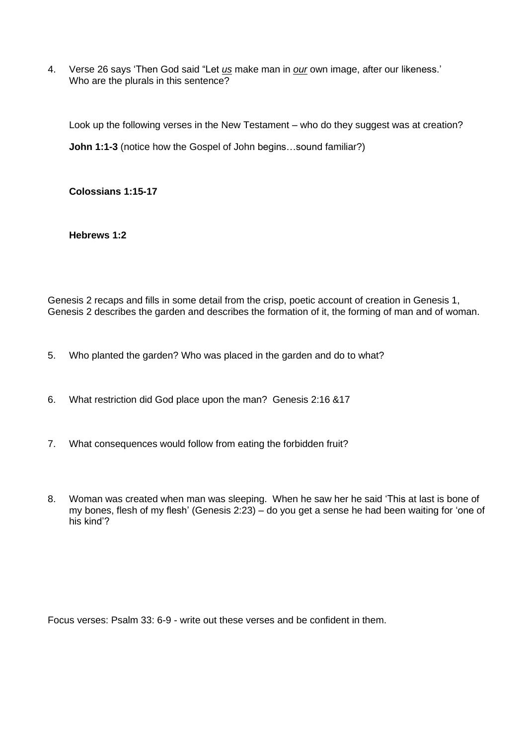4. Verse 26 says 'Then God said "Let _us_ make man in _our_ own image, after our likeness.' Who are the plurals in this sentence?

   Look up the following verses in the New Testament – who do they suggest was at creation?

   **John 1:1-3** (notice how the Gospel of John begins…sound familiar?)

   **Colossians 1:15-17**

   **Hebrews 1:2**

Genesis 2 recaps and fills in some detail from the crisp, poetic account of creation in Genesis 1, Genesis 2 describes the garden and describes the formation of it, the forming of man and of woman.

5. Who planted the garden? Who was placed in the garden and do to what?

6. What restriction did God place upon the man? Genesis 2:16 &17

7. What consequences would follow from eating the forbidden fruit?

8. Woman was created when man was sleeping. When he saw her he said 'This at last is bone of my bones, flesh of my flesh' (Genesis 2:23) – do you get a sense he had been waiting for 'one of his kind'?

Focus verses: Psalm 33: 6-9 - write out these verses and be confident in them.